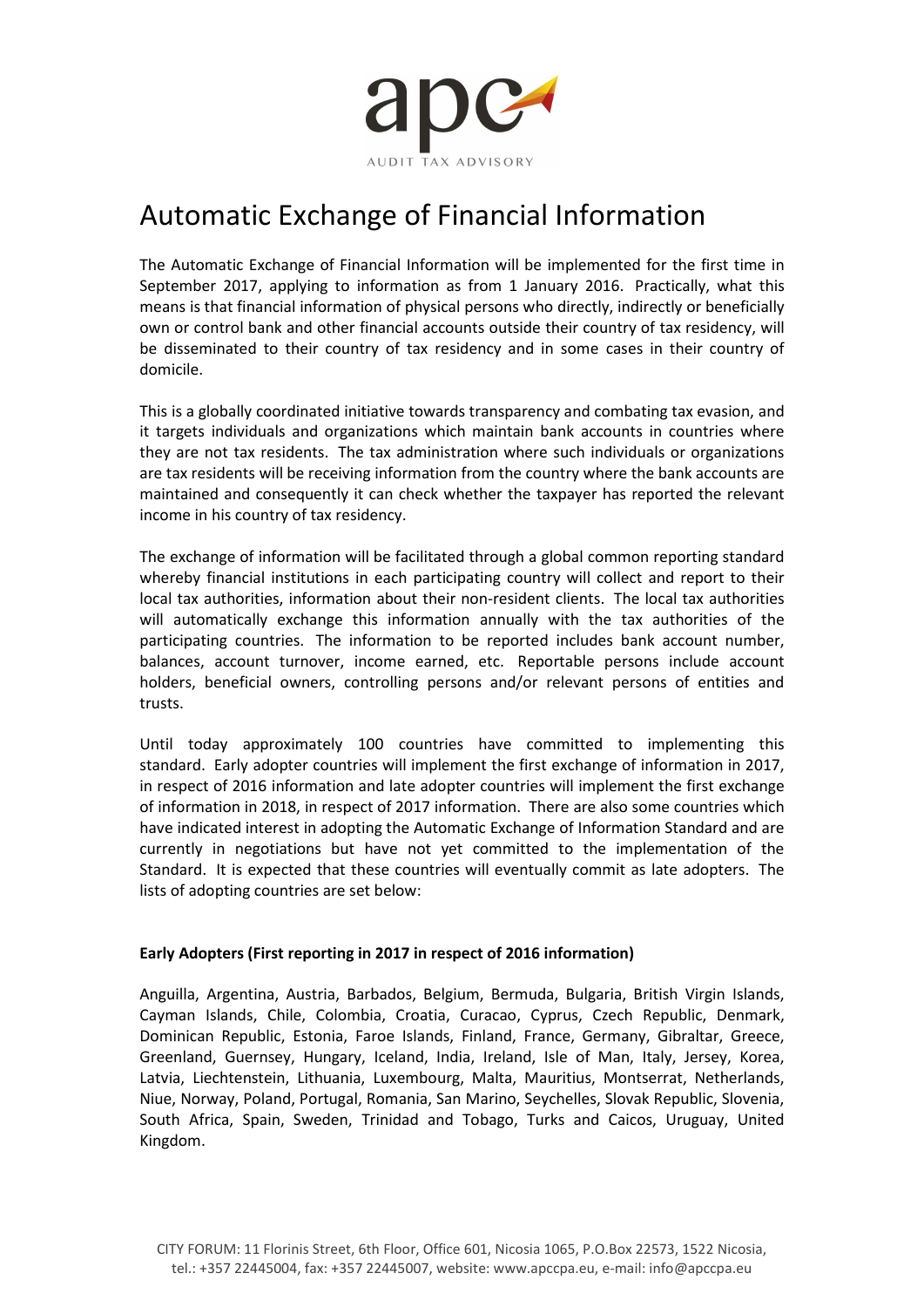# Automatic Exchange of Financial Information

The Automatic Exchange of Financial Information will be implemented for the first time in September 2017, applying to information as from 1 January 2016. Practically, what this means is that financial information of physical persons who directly, indirectly or beneficially own or control bank and other financial accounts outside their country of tax residency, will be disseminated to their country of tax residency and in some cases in their country of domicile.

This is a globally coordinated initiative towards transparency and combating tax evasion, and it targets individuals and organizations which maintain bank accounts in countries where they are not tax residents. The tax administration where such individuals or organizations are tax residents will be receiving information from the country where the bank accounts are maintained and consequently it can check whether the taxpayer has reported the relevant income in his country of tax residency.

The exchange of information will be facilitated through a global common reporting standard whereby financial institutions in each participating country will collect and report to their local tax authorities, information about their non-resident clients. The local tax authorities will automatically exchange this information annually with the tax authorities of the participating countries. The information to be reported includes bank account number, balances, account turnover, income earned, etc. Reportable persons include account holders, beneficial owners, controlling persons and/or relevant persons of entities and trusts.

Until today approximately 100 countries have committed to implementing this standard. Early adopter countries will implement the first exchange of information in 2017, in respect of 2016 information and late adopter countries will implement the first exchange of information in 2018, in respect of 2017 information. There are also some countries which have indicated interest in adopting the Automatic Exchange of Information Standard and are currently in negotiations but have not yet committed to the implementation of the Standard. It is expected that these countries will eventually commit as late adopters. The lists of adopting countries are set below:

**Early Adopters (First reporting in 2017 in respect of 2016 information)**

Anguilla, Argentina, Austria, Barbados, Belgium, Bermuda, Bulgaria, British Virgin Islands, Cayman Islands, Chile, Colombia, Croatia, Curacao, Cyprus, Czech Republic, Denmark, Dominican Republic, Estonia, Faroe Islands, Finland, France, Germany, Gibraltar, Greece, Greenland, Guernsey, Hungary, Iceland, India, Ireland, Isle of Man, Italy, Jersey, Korea, Latvia, Liechtenstein, Lithuania, Luxembourg, Malta, Mauritius, Montserrat, Netherlands, Niue, Norway, Poland, Portugal, Romania, San Marino, Seychelles, Slovak Republic, Slovenia, South Africa, Spain, Sweden, Trinidad and Tobago, Turks and Caicos, Uruguay, United Kingdom.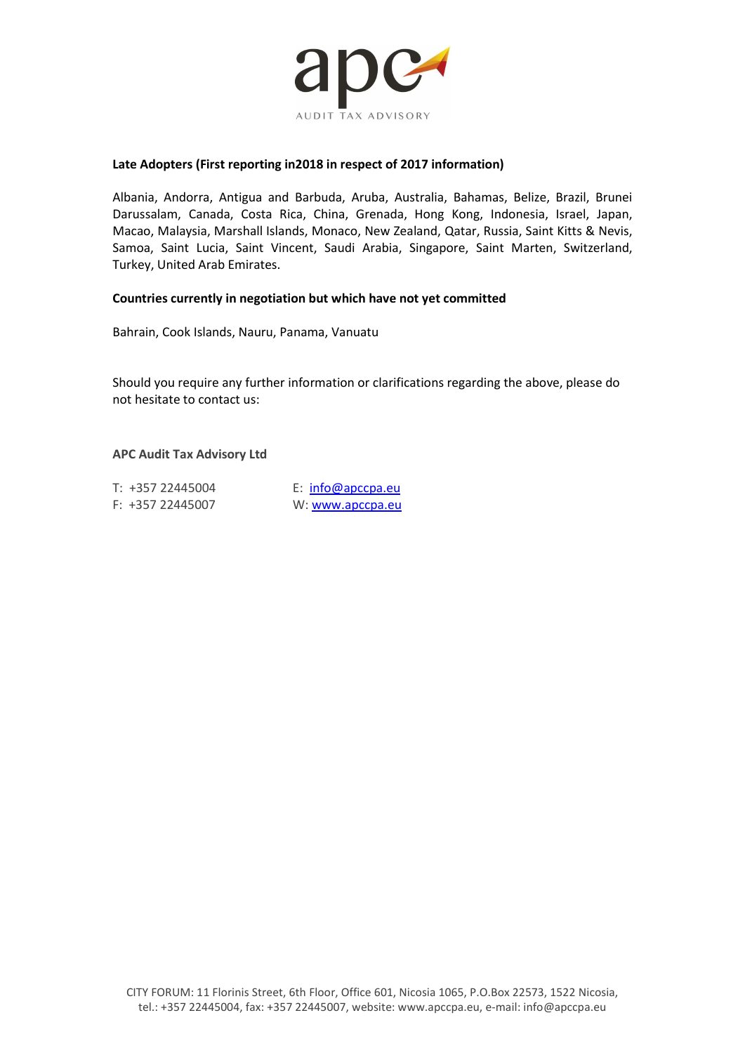**Late Adopters (First reporting in2018 in respect of 2017 information)**

Albania, Andorra, Antigua and Barbuda, Aruba, Australia, Bahamas, Belize, Brazil, Brunei Darussalam, Canada, Costa Rica, China, Grenada, Hong Kong, Indonesia, Israel, Japan, Macao, Malaysia, Marshall Islands, Monaco, New Zealand, Qatar, Russia, Saint Kitts & Nevis, Samoa, Saint Lucia, Saint Vincent, Saudi Arabia, Singapore, Saint Marten, Switzerland, Turkey, United Arab Emirates.

**Countries currently in negotiation but which have not yet committed**

Bahrain, Cook Islands, Nauru, Panama, Vanuatu

Should you require any further information or clarifications regarding the above, please do not hesitate to contact us:

**APC Audit Tax Advisory Ltd**

T: +357 22445004 E: info@apccpa.eu
F: +357 22445007 W: www.apccpa.eu